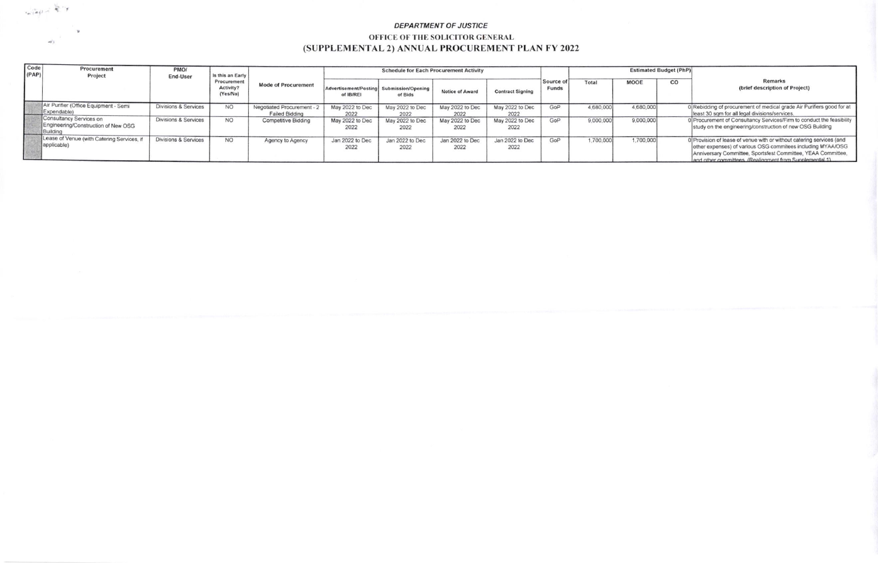*DEPARTMENT OF JUSTICE*

**OFFICE OF THE SOLICITOR GENERAL**

## (SUPPLEMENTAL 2) ANNUAL PROCUREMENT PLAN FY 2022

| Code (PAP) | Procurement Project | PMO/ End-User | Is this an Early Procurement Activity? (Yes/No) | Mode of Procurement | Schedule for Each Procurement Activity | | | | Source of Funds | Estimated Budget (PhP) | | | Remarks (brief description of Project) |
|---|---|---|---|---|---|---|---|---|---|---|---|---|---|
| | | | | | Advertisement/Posting of IB/REI | Submission/Opening of Bids | Notice of Award | Contract Signing | | Total | MOOE | CO | |
| | Air Purifier (Office Equipment - Semi Expendable) | Divisions & Services | NO | Negotiated Procurement - 2 Failed Bidding | May 2022 to Dec 2022 | May 2022 to Dec 2022 | May 2022 to Dec 2022 | May 2022 to Dec 2022 | GoP | 4,680,000 | 4,680,000 | 0 | Rebidding of procurement of medical grade Air Purifiers good for at least 30 sqm for all legal divisions/services. |
| | Consultancy Services on Engineering/Construction of New OSG Building | Divisions & Services | NO | Competitive Bidding | May 2022 to Dec 2022 | May 2022 to Dec 2022 | May 2022 to Dec 2022 | May 2022 to Dec 2022 | GoP | 9,000,000 | 9,000,000 | 0 | Procurement of Consultancy Services/Firm to conduct the feasibility study on the engineering/construction of new OSG Building |
| | Lease of Venue (with Catering Services, if applicable) | Divisions & Services | NO | Agency to Agency | Jan 2022 to Dec 2022 | Jan 2022 to Dec 2022 | Jan 2022 to Dec 2022 | Jan 2022 to Dec 2022 | GoP | 1,700,000 | 1,700,000 | 0 | Provision of lease of venue with or without catering services (and other expenses) of various OSG commitees including MYAA/OSG Anniversary Committee, Sportsfest Committee, YEAA Committee, and other committees. (Realignment from Supplemental 1) |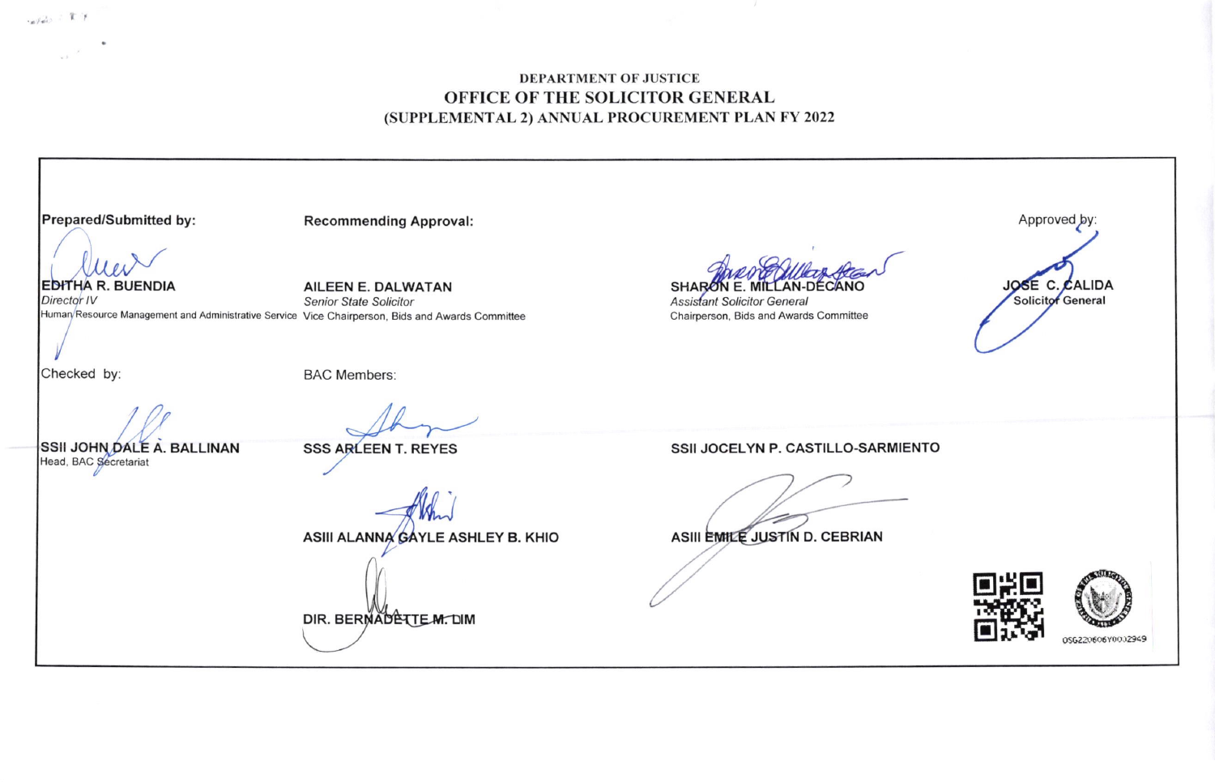DEPARTMENT OF JUSTICE

OFFICE OF THE SOLICITOR GENERAL

(SUPPLEMENTAL 2) ANNUAL PROCUREMENT PLAN FY 2022

**Prepared/Submitted by:**

**EDITHA R. BUENDIA**
*Director IV*
Human Resource Management and Administrative Service

**Recommending Approval:**

**AILEEN E. DALWATAN**
*Senior State Solicitor*
Vice Chairperson, Bids and Awards Committee

**SHARON E. MILLAN-DECANO**
*Assistant Solicitor General*
Chairperson, Bids and Awards Committee

Approved by:

**JOSE C. CALIDA**
**Solicitor General**

Checked by:

**SSII JOHN DALE A. BALLINAN**
Head, BAC Secretariat

BAC Members:

**SSS ARLEEN T. REYES**

**SSII JOCELYN P. CASTILLO-SARMIENTO**

**ASIII ALANNA GAYLE ASHLEY B. KHIO**

**ASIII EMILE JUSTIN D. CEBRIAN**

**DIR. BERNADETTE M. LIM**

OSG220606Y0002949